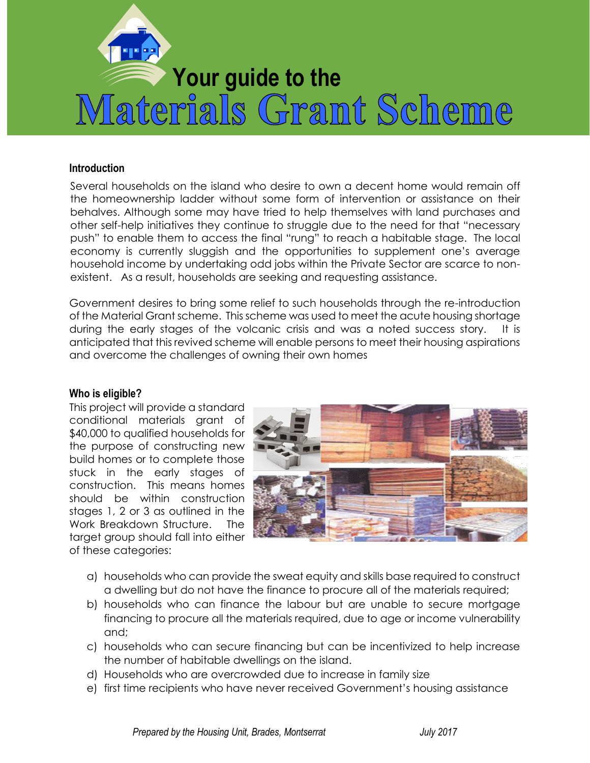# Your guide to the Materials Grant Scheme

## Introduction

Several households on the island who desire to own a decent home would remain off the homeownership ladder without some form of intervention or assistance on their behalves. Although some may have tried to help themselves with land purchases and other self-help initiatives they continue to struggle due to the need for that "necessary push" to enable them to access the final "rung" to reach a habitable stage. The local economy is currently sluggish and the opportunities to supplement one's average household income by undertaking odd jobs within the Private Sector are scarce to non-existent. As a result, households are seeking and requesting assistance.

Government desires to bring some relief to such households through the re-introduction of the Material Grant scheme. This scheme was used to meet the acute housing shortage during the early stages of the volcanic crisis and was a noted success story. It is anticipated that this revived scheme will enable persons to meet their housing aspirations and overcome the challenges of owning their own homes

## Who is eligible?

This project will provide a standard conditional materials grant of $40,000 to qualified households for the purpose of constructing new build homes or to complete those stuck in the early stages of construction. This means homes should be within construction stages 1, 2 or 3 as outlined in the Work Breakdown Structure. The target group should fall into either of these categories:

a) households who can provide the sweat equity and skills base required to construct a dwelling but do not have the finance to procure all of the materials required;
b) households who can finance the labour but are unable to secure mortgage financing to procure all the materials required, due to age or income vulnerability and;
c) households who can secure financing but can be incentivized to help increase the number of habitable dwellings on the island.
d) Households who are overcrowded due to increase in family size
e) first time recipients who have never received Government's housing assistance

*Prepared by the Housing Unit, Brades, Montserrat* *July 2017*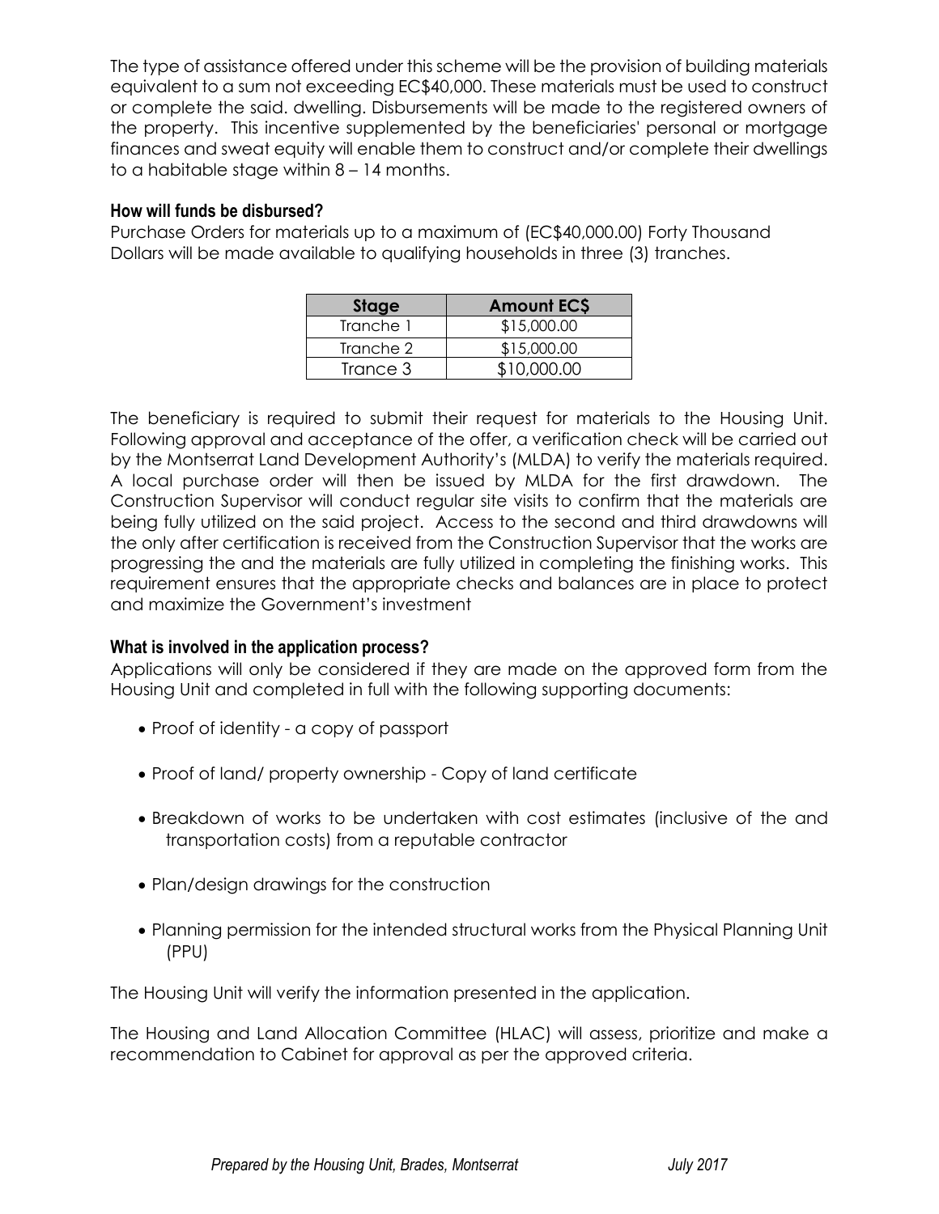The type of assistance offered under this scheme will be the provision of building materials equivalent to a sum not exceeding EC$40,000. These materials must be used to construct or complete the said. dwelling. Disbursements will be made to the registered owners of the property. This incentive supplemented by the beneficiaries' personal or mortgage finances and sweat equity will enable them to construct and/or complete their dwellings to a habitable stage within 8 – 14 months.

### How will funds be disbursed?

Purchase Orders for materials up to a maximum of (EC$40,000.00) Forty Thousand Dollars will be made available to qualifying households in three (3) tranches.

| Stage | Amount EC$ |
| --- | --- |
| Tranche 1 | $15,000.00 |
| Tranche 2 | $15,000.00 |
| Trance 3 | $10,000.00 |

The beneficiary is required to submit their request for materials to the Housing Unit. Following approval and acceptance of the offer, a verification check will be carried out by the Montserrat Land Development Authority's (MLDA) to verify the materials required. A local purchase order will then be issued by MLDA for the first drawdown. The Construction Supervisor will conduct regular site visits to confirm that the materials are being fully utilized on the said project. Access to the second and third drawdowns will the only after certification is received from the Construction Supervisor that the works are progressing the and the materials are fully utilized in completing the finishing works. This requirement ensures that the appropriate checks and balances are in place to protect and maximize the Government's investment

### What is involved in the application process?

Applications will only be considered if they are made on the approved form from the Housing Unit and completed in full with the following supporting documents:

- Proof of identity - a copy of passport
- Proof of land/ property ownership - Copy of land certificate
- Breakdown of works to be undertaken with cost estimates (inclusive of the and transportation costs) from a reputable contractor
- Plan/design drawings for the construction
- Planning permission for the intended structural works from the Physical Planning Unit (PPU)

The Housing Unit will verify the information presented in the application.

The Housing and Land Allocation Committee (HLAC) will assess, prioritize and make a recommendation to Cabinet for approval as per the approved criteria.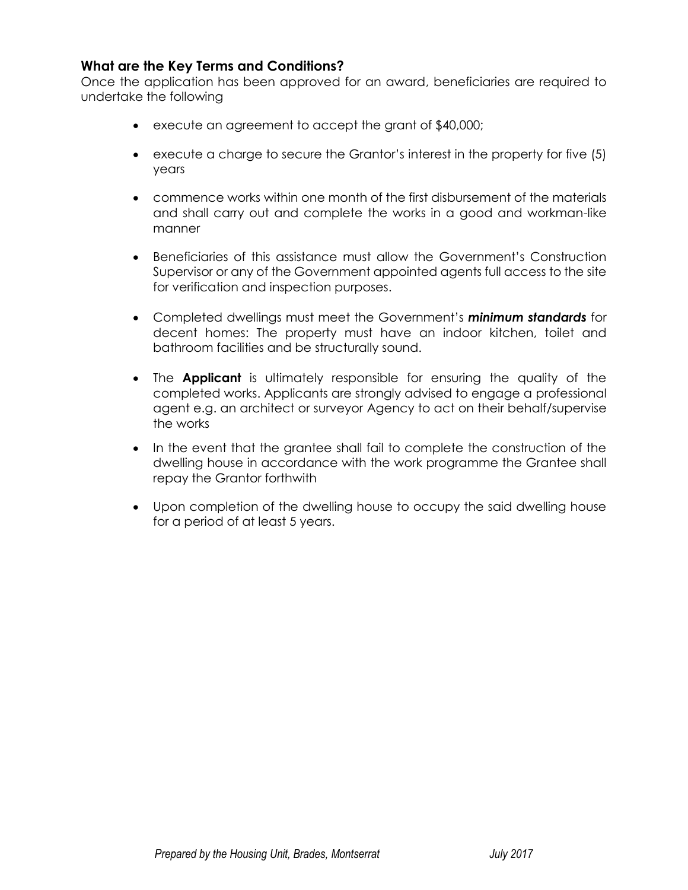### What are the Key Terms and Conditions?

Once the application has been approved for an award, beneficiaries are required to undertake the following

- execute an agreement to accept the grant of $40,000;
- execute a charge to secure the Grantor's interest in the property for five (5) years
- commence works within one month of the first disbursement of the materials and shall carry out and complete the works in a good and workman-like manner
- Beneficiaries of this assistance must allow the Government's Construction Supervisor or any of the Government appointed agents full access to the site for verification and inspection purposes.
- Completed dwellings must meet the Government's ***minimum standards*** for decent homes: The property must have an indoor kitchen, toilet and bathroom facilities and be structurally sound.
- The **Applicant** is ultimately responsible for ensuring the quality of the completed works. Applicants are strongly advised to engage a professional agent e.g. an architect or surveyor Agency to act on their behalf/supervise the works
- In the event that the grantee shall fail to complete the construction of the dwelling house in accordance with the work programme the Grantee shall repay the Grantor forthwith
- Upon completion of the dwelling house to occupy the said dwelling house for a period of at least 5 years.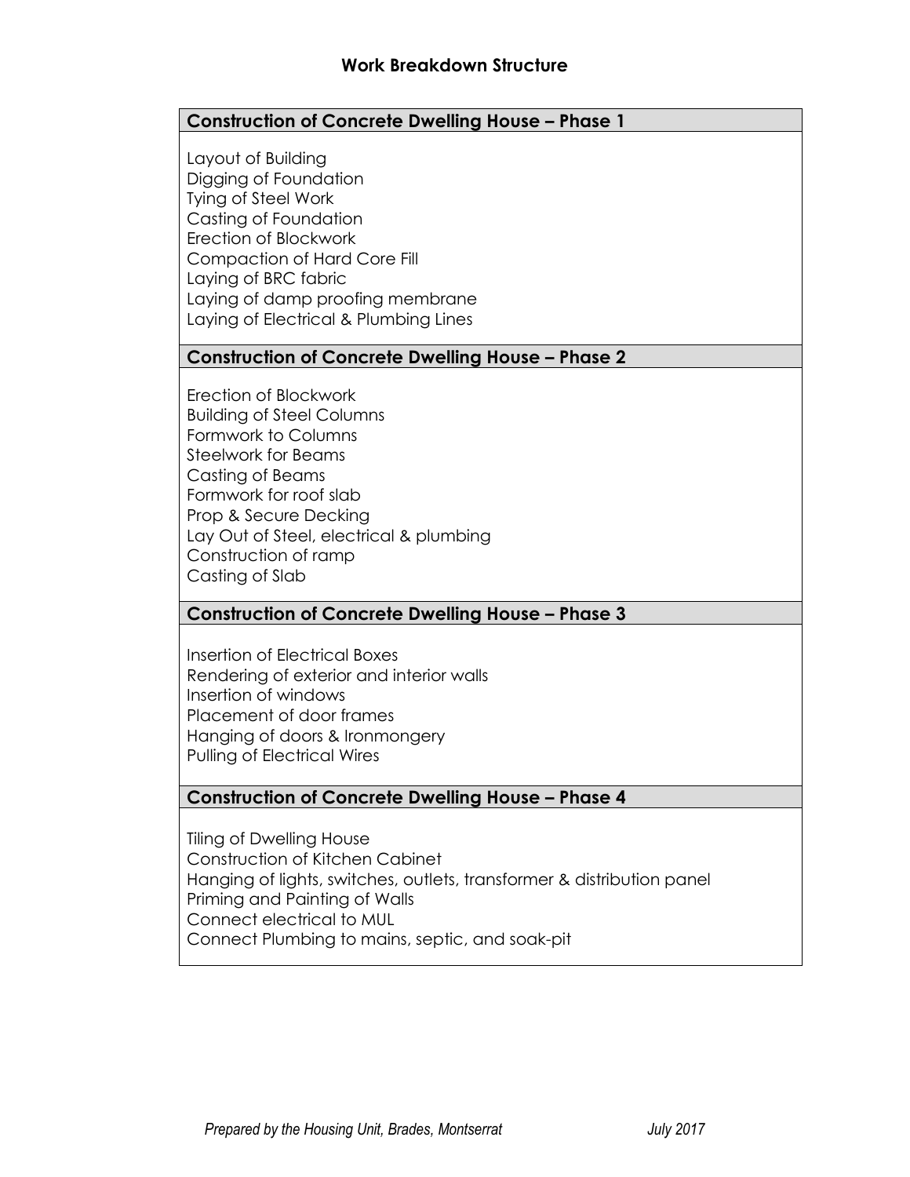## Work Breakdown Structure

### Construction of Concrete Dwelling House – Phase 1

Layout of Building
Digging of Foundation
Tying of Steel Work
Casting of Foundation
Erection of Blockwork
Compaction of Hard Core Fill
Laying of BRC fabric
Laying of damp proofing membrane
Laying of Electrical & Plumbing Lines

### Construction of Concrete Dwelling House – Phase 2

Erection of Blockwork
Building of Steel Columns
Formwork to Columns
Steelwork for Beams
Casting of Beams
Formwork for roof slab
Prop & Secure Decking
Lay Out of Steel, electrical & plumbing
Construction of ramp
Casting of Slab

### Construction of Concrete Dwelling House – Phase 3

Insertion of Electrical Boxes
Rendering of exterior and interior walls
Insertion of windows
Placement of door frames
Hanging of doors & Ironmongery
Pulling of Electrical Wires

### Construction of Concrete Dwelling House – Phase 4

Tiling of Dwelling House
Construction of Kitchen Cabinet
Hanging of lights, switches, outlets, transformer & distribution panel
Priming and Painting of Walls
Connect electrical to MUL
Connect Plumbing to mains, septic, and soak-pit

*Prepared by the Housing Unit, Brades, Montserrat* *July 2017*